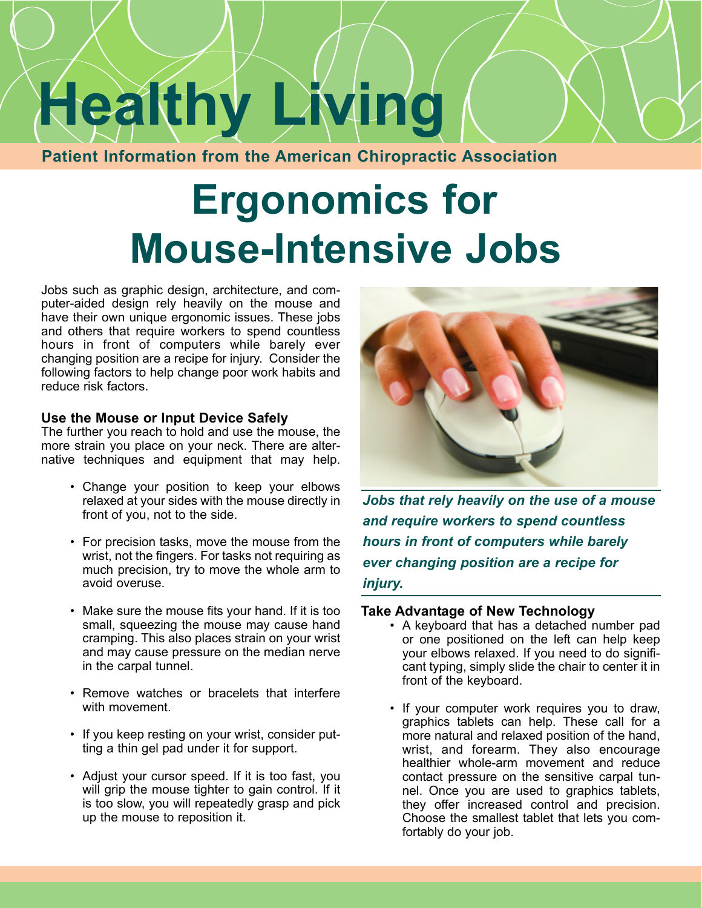# Healthy Living

**Patient Information from the American Chiropractic Association**

# Ergonomics for Mouse-Intensive Jobs

Jobs such as graphic design, architecture, and computer-aided design rely heavily on the mouse and have their own unique ergonomic issues. These jobs and others that require workers to spend countless hours in front of computers while barely ever changing position are a recipe for injury. Consider the following factors to help change poor work habits and reduce risk factors.

### Use the Mouse or Input Device Safely

The further you reach to hold and use the mouse, the more strain you place on your neck. There are alternative techniques and equipment that may help.

- Change your position to keep your elbows relaxed at your sides with the mouse directly in front of you, not to the side.
- For precision tasks, move the mouse from the wrist, not the fingers. For tasks not requiring as much precision, try to move the whole arm to avoid overuse.
- Make sure the mouse fits your hand. If it is too small, squeezing the mouse may cause hand cramping. This also places strain on your wrist and may cause pressure on the median nerve in the carpal tunnel.
- Remove watches or bracelets that interfere with movement.
- If you keep resting on your wrist, consider putting a thin gel pad under it for support.
- Adjust your cursor speed. If it is too fast, you will grip the mouse tighter to gain control. If it is too slow, you will repeatedly grasp and pick up the mouse to reposition it.

***Jobs that rely heavily on the use of a mouse and require workers to spend countless hours in front of computers while barely ever changing position are a recipe for injury.***

### Take Advantage of New Technology

- A keyboard that has a detached number pad or one positioned on the left can help keep your elbows relaxed. If you need to do significant typing, simply slide the chair to center it in front of the keyboard.
- If your computer work requires you to draw, graphics tablets can help. These call for a more natural and relaxed position of the hand, wrist, and forearm. They also encourage healthier whole-arm movement and reduce contact pressure on the sensitive carpal tunnel. Once you are used to graphics tablets, they offer increased control and precision. Choose the smallest tablet that lets you comfortably do your job.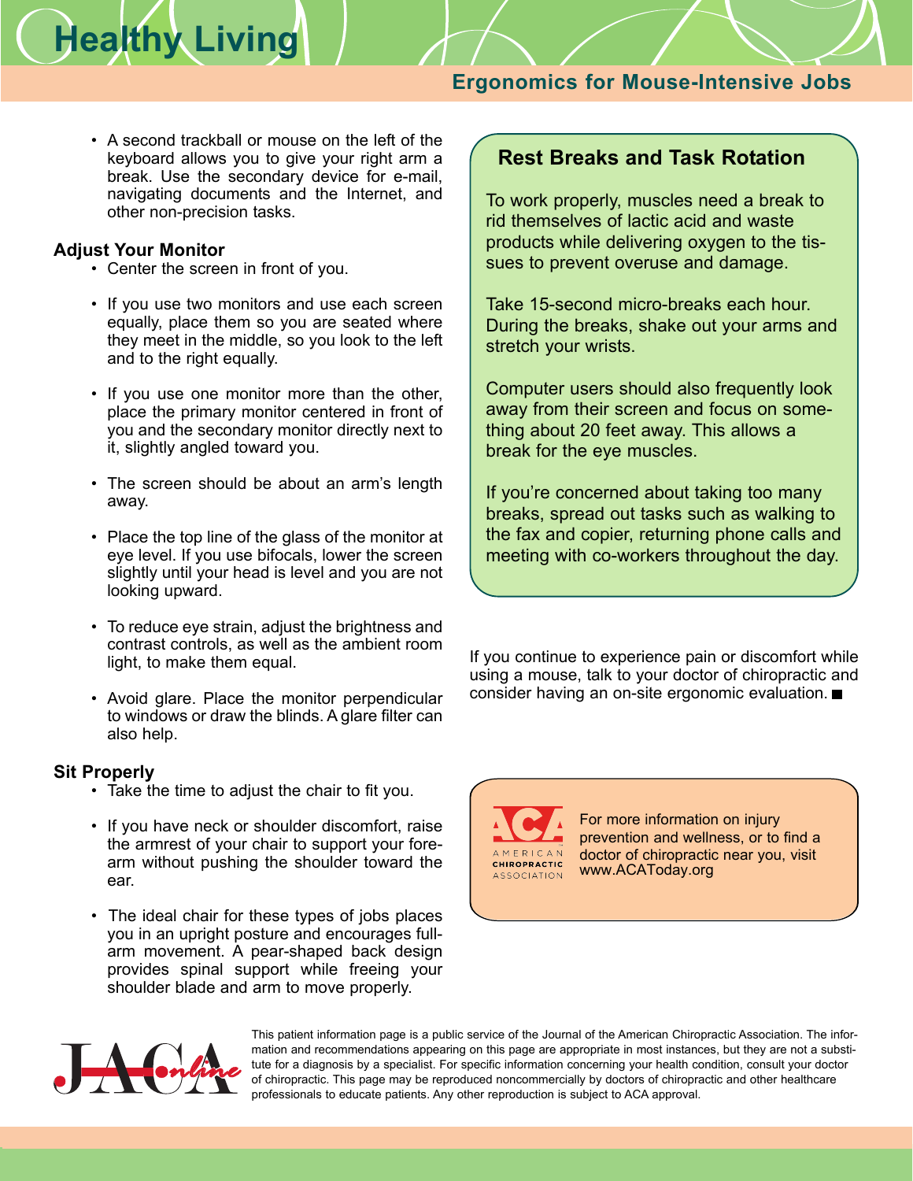- A second trackball or mouse on the left of the keyboard allows you to give your right arm a break. Use the secondary device for e-mail, navigating documents and the Internet, and other non-precision tasks.

### Adjust Your Monitor

- Center the screen in front of you.
- If you use two monitors and use each screen equally, place them so you are seated where they meet in the middle, so you look to the left and to the right equally.
- If you use one monitor more than the other, place the primary monitor centered in front of you and the secondary monitor directly next to it, slightly angled toward you.
- The screen should be about an arm's length away.
- Place the top line of the glass of the monitor at eye level. If you use bifocals, lower the screen slightly until your head is level and you are not looking upward.
- To reduce eye strain, adjust the brightness and contrast controls, as well as the ambient room light, to make them equal.
- Avoid glare. Place the monitor perpendicular to windows or draw the blinds. A glare filter can also help.

### Sit Properly

- Take the time to adjust the chair to fit you.
- If you have neck or shoulder discomfort, raise the armrest of your chair to support your forearm without pushing the shoulder toward the ear.
- The ideal chair for these types of jobs places you in an upright posture and encourages full-arm movement. A pear-shaped back design provides spinal support while freeing your shoulder blade and arm to move properly.

### Rest Breaks and Task Rotation

To work properly, muscles need a break to rid themselves of lactic acid and waste products while delivering oxygen to the tissues to prevent overuse and damage.

Take 15-second micro-breaks each hour. During the breaks, shake out your arms and stretch your wrists.

Computer users should also frequently look away from their screen and focus on something about 20 feet away. This allows a break for the eye muscles.

If you're concerned about taking too many breaks, spread out tasks such as walking to the fax and copier, returning phone calls and meeting with co-workers throughout the day.

If you continue to experience pain or discomfort while using a mouse, talk to your doctor of chiropractic and consider having an on-site ergonomic evaluation. ■

ACA American Chiropractic Association

For more information on injury prevention and wellness, or to find a doctor of chiropractic near you, visit www.ACAToday.org

JACA online

This patient information page is a public service of the Journal of the American Chiropractic Association. The information and recommendations appearing on this page are appropriate in most instances, but they are not a substitute for a diagnosis by a specialist. For specific information concerning your health condition, consult your doctor of chiropractic. This page may be reproduced noncommercially by doctors of chiropractic and other healthcare professionals to educate patients. Any other reproduction is subject to ACA approval.